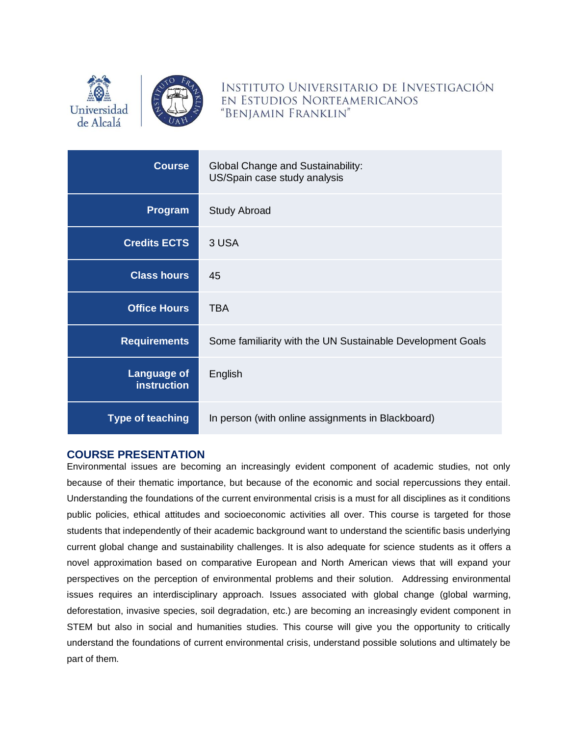INSTITUTO UNIVERSITARIO DE INVESTIGACIÓN EN ESTUDIOS NORTEAMERICANOS "BENJAMIN FRANKLIN"

| | |
|---|---|
| **Course** | Global Change and Sustainability: US/Spain case study analysis |
| **Program** | Study Abroad |
| **Credits ECTS** | 3 USA |
| **Class hours** | 45 |
| **Office Hours** | TBA |
| **Requirements** | Some familiarity with the UN Sustainable Development Goals |
| **Language of instruction** | English |
| **Type of teaching** | In person (with online assignments in Blackboard) |

## COURSE PRESENTATION

Environmental issues are becoming an increasingly evident component of academic studies, not only because of their thematic importance, but because of the economic and social repercussions they entail. Understanding the foundations of the current environmental crisis is a must for all disciplines as it conditions public policies, ethical attitudes and socioeconomic activities all over. This course is targeted for those students that independently of their academic background want to understand the scientific basis underlying current global change and sustainability challenges. It is also adequate for science students as it offers a novel approximation based on comparative European and North American views that will expand your perspectives on the perception of environmental problems and their solution. Addressing environmental issues requires an interdisciplinary approach. Issues associated with global change (global warming, deforestation, invasive species, soil degradation, etc.) are becoming an increasingly evident component in STEM but also in social and humanities studies. This course will give you the opportunity to critically understand the foundations of current environmental crisis, understand possible solutions and ultimately be part of them.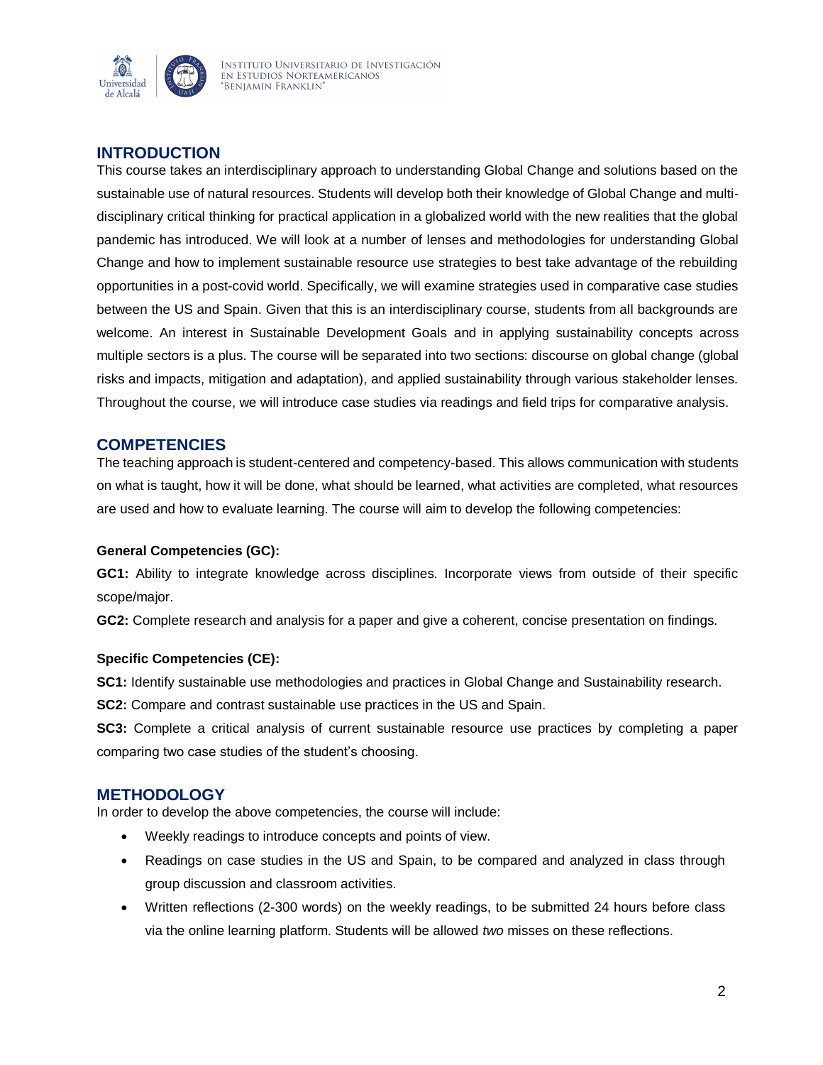## INTRODUCTION

This course takes an interdisciplinary approach to understanding Global Change and solutions based on the sustainable use of natural resources. Students will develop both their knowledge of Global Change and multi-disciplinary critical thinking for practical application in a globalized world with the new realities that the global pandemic has introduced. We will look at a number of lenses and methodologies for understanding Global Change and how to implement sustainable resource use strategies to best take advantage of the rebuilding opportunities in a post-covid world. Specifically, we will examine strategies used in comparative case studies between the US and Spain. Given that this is an interdisciplinary course, students from all backgrounds are welcome. An interest in Sustainable Development Goals and in applying sustainability concepts across multiple sectors is a plus. The course will be separated into two sections: discourse on global change (global risks and impacts, mitigation and adaptation), and applied sustainability through various stakeholder lenses. Throughout the course, we will introduce case studies via readings and field trips for comparative analysis.

## COMPETENCIES

The teaching approach is student-centered and competency-based. This allows communication with students on what is taught, how it will be done, what should be learned, what activities are completed, what resources are used and how to evaluate learning. The course will aim to develop the following competencies:

**General Competencies (GC):**

**GC1:** Ability to integrate knowledge across disciplines. Incorporate views from outside of their specific scope/major.

**GC2:** Complete research and analysis for a paper and give a coherent, concise presentation on findings.

**Specific Competencies (CE):**

**SC1:** Identify sustainable use methodologies and practices in Global Change and Sustainability research.

**SC2:** Compare and contrast sustainable use practices in the US and Spain.

**SC3:** Complete a critical analysis of current sustainable resource use practices by completing a paper comparing two case studies of the student's choosing.

## METHODOLOGY

In order to develop the above competencies, the course will include:

- Weekly readings to introduce concepts and points of view.
- Readings on case studies in the US and Spain, to be compared and analyzed in class through group discussion and classroom activities.
- Written reflections (2-300 words) on the weekly readings, to be submitted 24 hours before class via the online learning platform. Students will be allowed *two* misses on these reflections.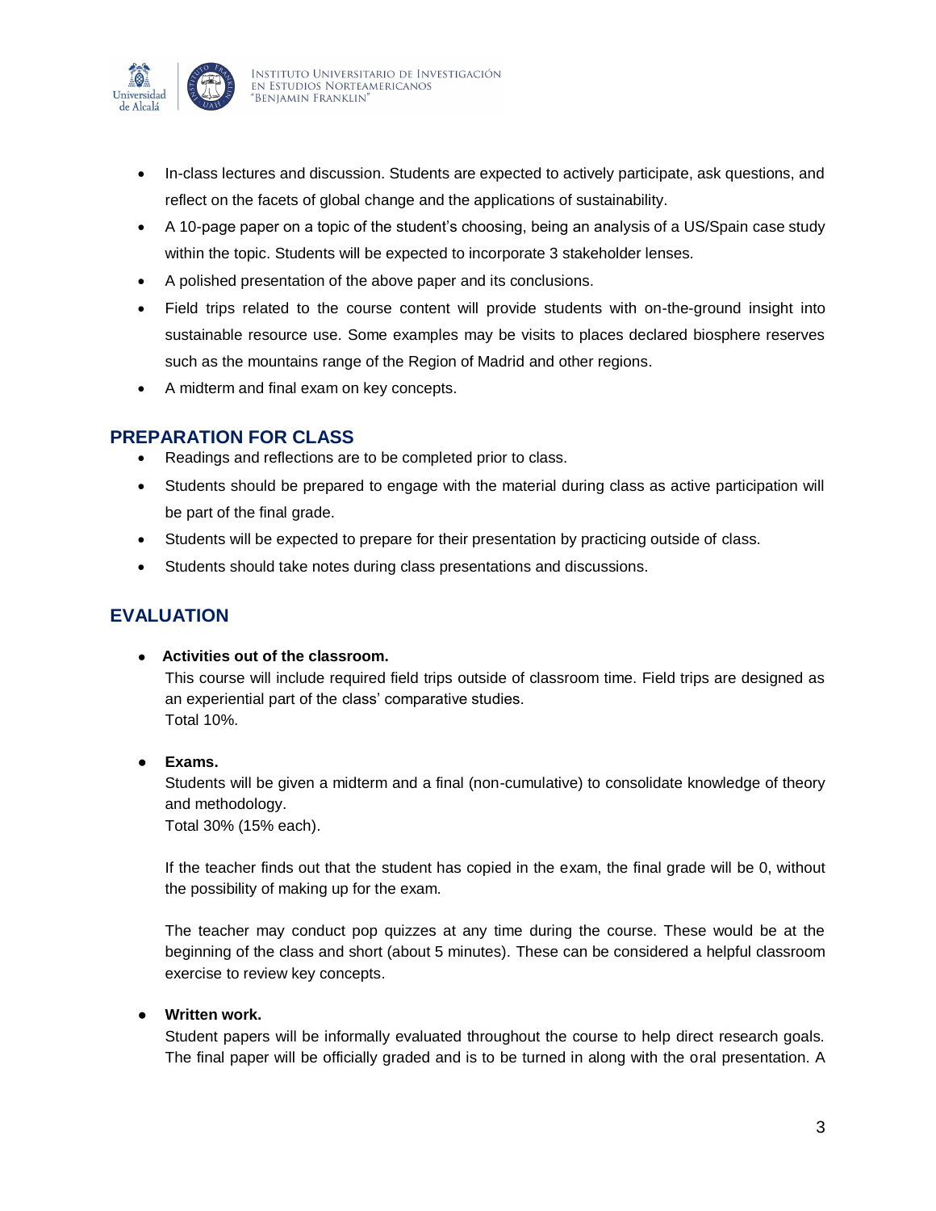- In-class lectures and discussion. Students are expected to actively participate, ask questions, and reflect on the facets of global change and the applications of sustainability.
- A 10-page paper on a topic of the student's choosing, being an analysis of a US/Spain case study within the topic. Students will be expected to incorporate 3 stakeholder lenses.
- A polished presentation of the above paper and its conclusions.
- Field trips related to the course content will provide students with on-the-ground insight into sustainable resource use. Some examples may be visits to places declared biosphere reserves such as the mountains range of the Region of Madrid and other regions.
- A midterm and final exam on key concepts.

## PREPARATION FOR CLASS

- Readings and reflections are to be completed prior to class.
- Students should be prepared to engage with the material during class as active participation will be part of the final grade.
- Students will be expected to prepare for their presentation by practicing outside of class.
- Students should take notes during class presentations and discussions.

## EVALUATION

- **Activities out of the classroom.**
  This course will include required field trips outside of classroom time. Field trips are designed as an experiential part of the class' comparative studies.
  Total 10%.

- **Exams.**
  Students will be given a midterm and a final (non-cumulative) to consolidate knowledge of theory and methodology.
  Total 30% (15% each).

  If the teacher finds out that the student has copied in the exam, the final grade will be 0, without the possibility of making up for the exam.

  The teacher may conduct pop quizzes at any time during the course. These would be at the beginning of the class and short (about 5 minutes). These can be considered a helpful classroom exercise to review key concepts.

- **Written work.**
  Student papers will be informally evaluated throughout the course to help direct research goals. The final paper will be officially graded and is to be turned in along with the oral presentation. A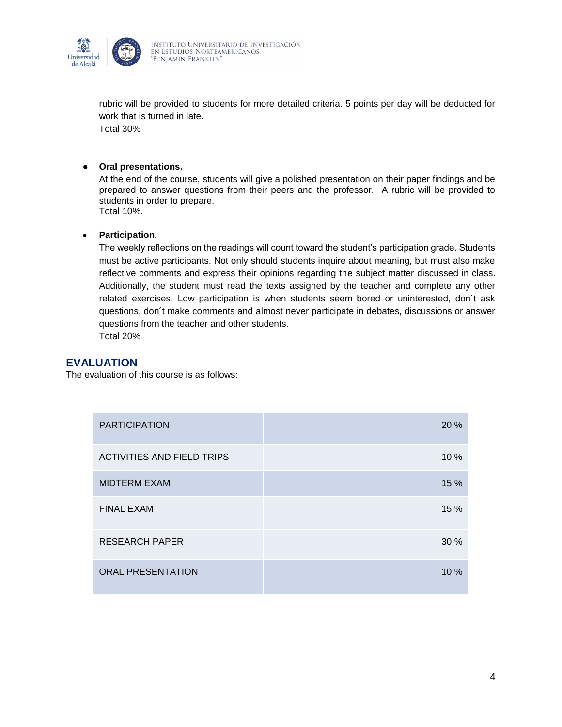rubric will be provided to students for more detailed criteria. 5 points per day will be deducted for work that is turned in late.
Total 30%

- **Oral presentations.**
  At the end of the course, students will give a polished presentation on their paper findings and be prepared to answer questions from their peers and the professor. A rubric will be provided to students in order to prepare.
  Total 10%.

- **Participation.**
  The weekly reflections on the readings will count toward the student's participation grade. Students must be active participants. Not only should students inquire about meaning, but must also make reflective comments and express their opinions regarding the subject matter discussed in class. Additionally, the student must read the texts assigned by the teacher and complete any other related exercises. Low participation is when students seem bored or uninterested, don´t ask questions, don´t make comments and almost never participate in debates, discussions or answer questions from the teacher and other students.
  Total 20%

## EVALUATION

The evaluation of this course is as follows:

| | |
|---|---:|
| PARTICIPATION | 20 % |
| ACTIVITIES AND FIELD TRIPS | 10 % |
| MIDTERM EXAM | 15 % |
| FINAL EXAM | 15 % |
| RESEARCH PAPER | 30 % |
| ORAL PRESENTATION | 10 % |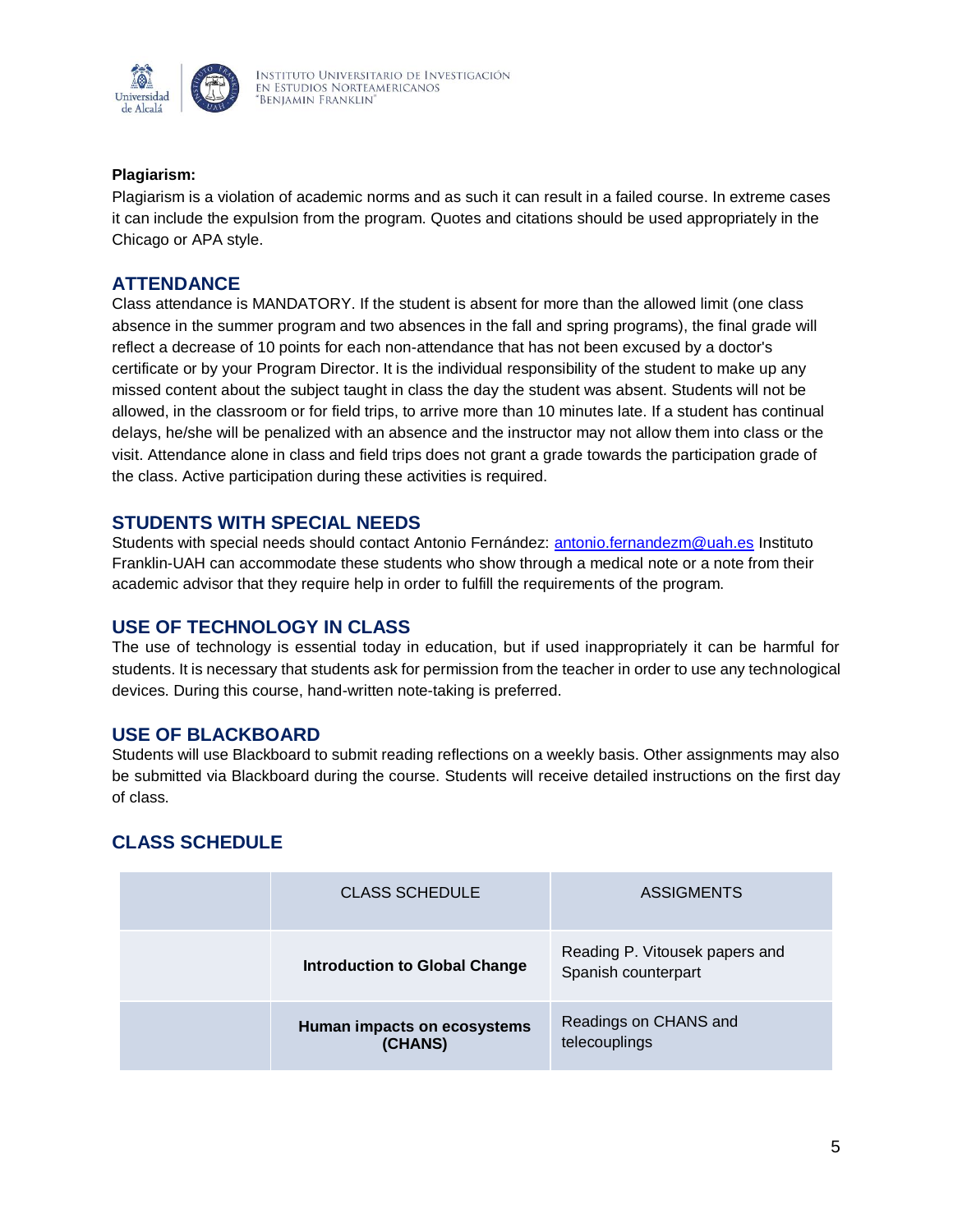**Plagiarism:**

Plagiarism is a violation of academic norms and as such it can result in a failed course. In extreme cases it can include the expulsion from the program. Quotes and citations should be used appropriately in the Chicago or APA style.

## ATTENDANCE

Class attendance is MANDATORY. If the student is absent for more than the allowed limit (one class absence in the summer program and two absences in the fall and spring programs), the final grade will reflect a decrease of 10 points for each non-attendance that has not been excused by a doctor's certificate or by your Program Director. It is the individual responsibility of the student to make up any missed content about the subject taught in class the day the student was absent. Students will not be allowed, in the classroom or for field trips, to arrive more than 10 minutes late. If a student has continual delays, he/she will be penalized with an absence and the instructor may not allow them into class or the visit. Attendance alone in class and field trips does not grant a grade towards the participation grade of the class. Active participation during these activities is required.

## STUDENTS WITH SPECIAL NEEDS

Students with special needs should contact Antonio Fernández: antonio.fernandezm@uah.es Instituto Franklin-UAH can accommodate these students who show through a medical note or a note from their academic advisor that they require help in order to fulfill the requirements of the program.

## USE OF TECHNOLOGY IN CLASS

The use of technology is essential today in education, but if used inappropriately it can be harmful for students. It is necessary that students ask for permission from the teacher in order to use any technological devices. During this course, hand-written note-taking is preferred.

## USE OF BLACKBOARD

Students will use Blackboard to submit reading reflections on a weekly basis. Other assignments may also be submitted via Blackboard during the course. Students will receive detailed instructions on the first day of class.

## CLASS SCHEDULE

| | CLASS SCHEDULE | ASSIGMENTS |
|---|---|---|
| | **Introduction to Global Change** | Reading P. Vitousek papers and Spanish counterpart |
| | **Human impacts on ecosystems (CHANS)** | Readings on CHANS and telecouplings |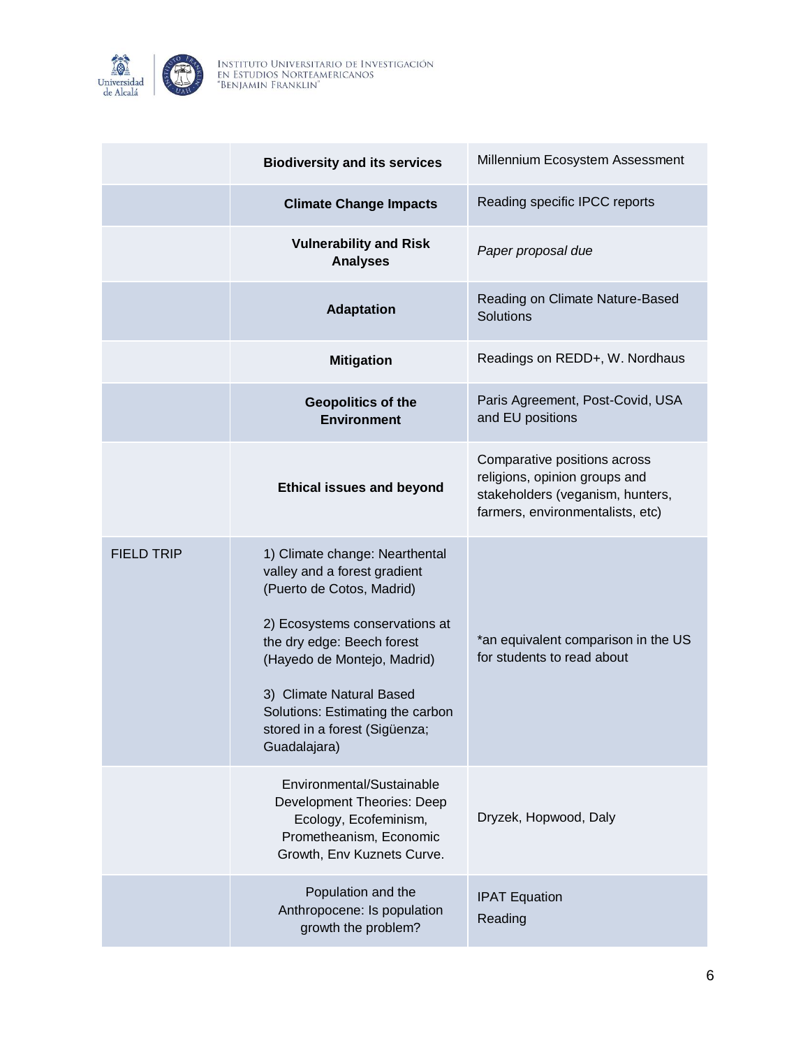| | | |
|---|---|---|
| | **Biodiversity and its services** | Millennium Ecosystem Assessment |
| | **Climate Change Impacts** | Reading specific IPCC reports |
| | **Vulnerability and Risk Analyses** | *Paper proposal due* |
| | **Adaptation** | Reading on Climate Nature-Based Solutions |
| | **Mitigation** | Readings on REDD+, W. Nordhaus |
| | **Geopolitics of the Environment** | Paris Agreement, Post-Covid, USA and EU positions |
| | **Ethical issues and beyond** | Comparative positions across religions, opinion groups and stakeholders (veganism, hunters, farmers, environmentalists, etc) |
| FIELD TRIP | 1) Climate change: Nearthental valley and a forest gradient (Puerto de Cotos, Madrid)<br><br>2) Ecosystems conservations at the dry edge: Beech forest (Hayedo de Montejo, Madrid)<br><br>3) Climate Natural Based Solutions: Estimating the carbon stored in a forest (Sigüenza; Guadalajara) | *an equivalent comparison in the US for students to read about |
| | Environmental/Sustainable Development Theories: Deep Ecology, Ecofeminism, Prometheanism, Economic Growth, Env Kuznets Curve. | Dryzek, Hopwood, Daly |
| | Population and the Anthropocene: Is population growth the problem? | IPAT Equation<br>Reading |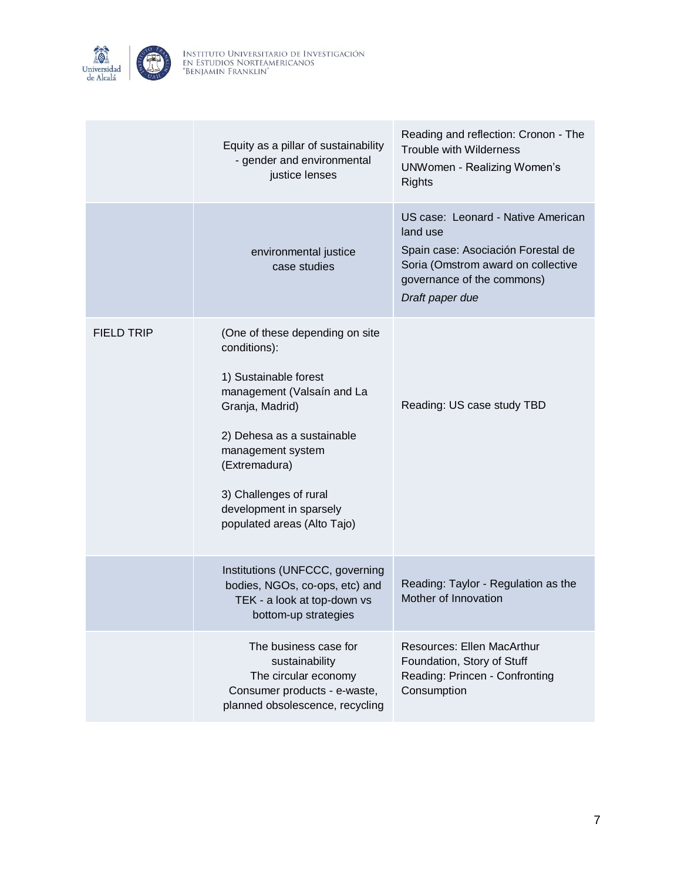| | | |
|---|---|---|
| | Equity as a pillar of sustainability - gender and environmental justice lenses | Reading and reflection: Cronon - The Trouble with Wilderness<br>UNWomen - Realizing Women's Rights |
| | environmental justice case studies | US case: Leonard - Native American land use<br>Spain case: Asociación Forestal de Soria (Omstrom award on collective governance of the commons)<br>*Draft paper due* |
| FIELD TRIP | (One of these depending on site conditions):<br><br>1) Sustainable forest management (Valsaín and La Granja, Madrid)<br><br>2) Dehesa as a sustainable management system (Extremadura)<br><br>3) Challenges of rural development in sparsely populated areas (Alto Tajo) | Reading: US case study TBD |
| | Institutions (UNFCCC, governing bodies, NGOs, co-ops, etc) and TEK - a look at top-down vs bottom-up strategies | Reading: Taylor - Regulation as the Mother of Innovation |
| | The business case for sustainability<br>The circular economy<br>Consumer products - e-waste, planned obsolescence, recycling | Resources: Ellen MacArthur Foundation, Story of Stuff<br>Reading: Princen - Confronting Consumption |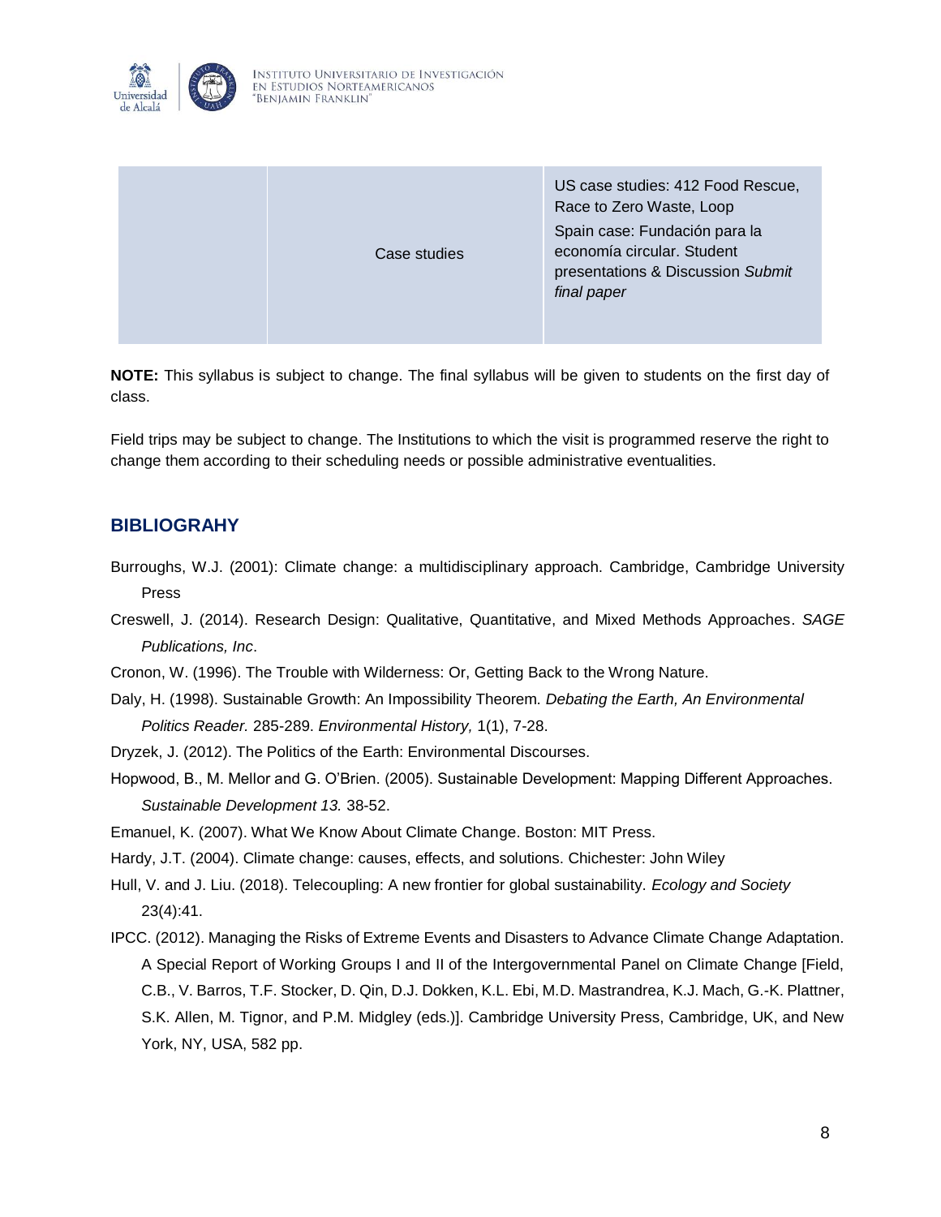|  | Case studies | US case studies: 412 Food Rescue, Race to Zero Waste, Loop<br>Spain case: Fundación para la economía circular. Student presentations & Discussion *Submit final paper* |
|---|---|---|

**NOTE:** This syllabus is subject to change. The final syllabus will be given to students on the first day of class.

Field trips may be subject to change. The Institutions to which the visit is programmed reserve the right to change them according to their scheduling needs or possible administrative eventualities.

## BIBLIOGRAHY

Burroughs, W.J. (2001): Climate change: a multidisciplinary approach. Cambridge, Cambridge University Press

Creswell, J. (2014). Research Design: Qualitative, Quantitative, and Mixed Methods Approaches. *SAGE Publications, Inc*.

Cronon, W. (1996). The Trouble with Wilderness: Or, Getting Back to the Wrong Nature.

Daly, H. (1998). Sustainable Growth: An Impossibility Theorem. *Debating the Earth, An Environmental Politics Reader.* 285-289. *Environmental History,* 1(1), 7-28.

Dryzek, J. (2012). The Politics of the Earth: Environmental Discourses.

Hopwood, B., M. Mellor and G. O'Brien. (2005). Sustainable Development: Mapping Different Approaches. *Sustainable Development 13.* 38-52.

Emanuel, K. (2007). What We Know About Climate Change. Boston: MIT Press.

Hardy, J.T. (2004). Climate change: causes, effects, and solutions. Chichester: John Wiley

Hull, V. and J. Liu. (2018). Telecoupling: A new frontier for global sustainability. *Ecology and Society* 23(4):41.

IPCC. (2012). Managing the Risks of Extreme Events and Disasters to Advance Climate Change Adaptation. A Special Report of Working Groups I and II of the Intergovernmental Panel on Climate Change [Field, C.B., V. Barros, T.F. Stocker, D. Qin, D.J. Dokken, K.L. Ebi, M.D. Mastrandrea, K.J. Mach, G.-K. Plattner, S.K. Allen, M. Tignor, and P.M. Midgley (eds.)]. Cambridge University Press, Cambridge, UK, and New York, NY, USA, 582 pp.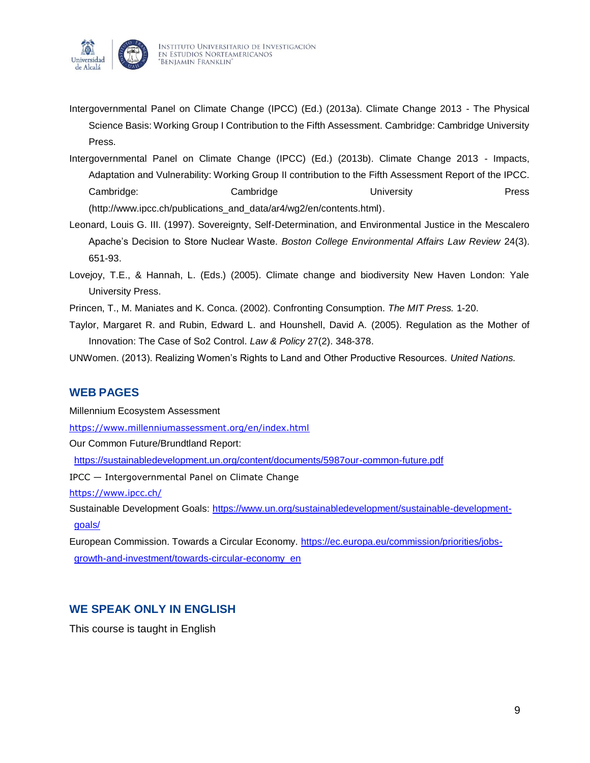Intergovernmental Panel on Climate Change (IPCC) (Ed.) (2013a). Climate Change 2013 - The Physical Science Basis: Working Group I Contribution to the Fifth Assessment. Cambridge: Cambridge University Press.

Intergovernmental Panel on Climate Change (IPCC) (Ed.) (2013b). Climate Change 2013 - Impacts, Adaptation and Vulnerability: Working Group II contribution to the Fifth Assessment Report of the IPCC. Cambridge: Cambridge University Press (http://www.ipcc.ch/publications_and_data/ar4/wg2/en/contents.html).

Leonard, Louis G. III. (1997). Sovereignty, Self-Determination, and Environmental Justice in the Mescalero Apache's Decision to Store Nuclear Waste. *Boston College Environmental Affairs Law Review* 24(3). 651-93.

Lovejoy, T.E., & Hannah, L. (Eds.) (2005). Climate change and biodiversity New Haven London: Yale University Press.

Princen, T., M. Maniates and K. Conca. (2002). Confronting Consumption. *The MIT Press.* 1-20.

Taylor, Margaret R. and Rubin, Edward L. and Hounshell, David A. (2005). Regulation as the Mother of Innovation: The Case of So2 Control. *Law & Policy* 27(2). 348-378.

UNWomen. (2013). Realizing Women's Rights to Land and Other Productive Resources. *United Nations.*

## WEB PAGES

Millennium Ecosystem Assessment

https://www.millenniumassessment.org/en/index.html

Our Common Future/Brundtland Report:

https://sustainabledevelopment.un.org/content/documents/5987our-common-future.pdf

IPCC — Intergovernmental Panel on Climate Change

https://www.ipcc.ch/

Sustainable Development Goals: https://www.un.org/sustainabledevelopment/sustainable-development-goals/

European Commission. Towards a Circular Economy. https://ec.europa.eu/commission/priorities/jobs-growth-and-investment/towards-circular-economy_en

## WE SPEAK ONLY IN ENGLISH

This course is taught in English